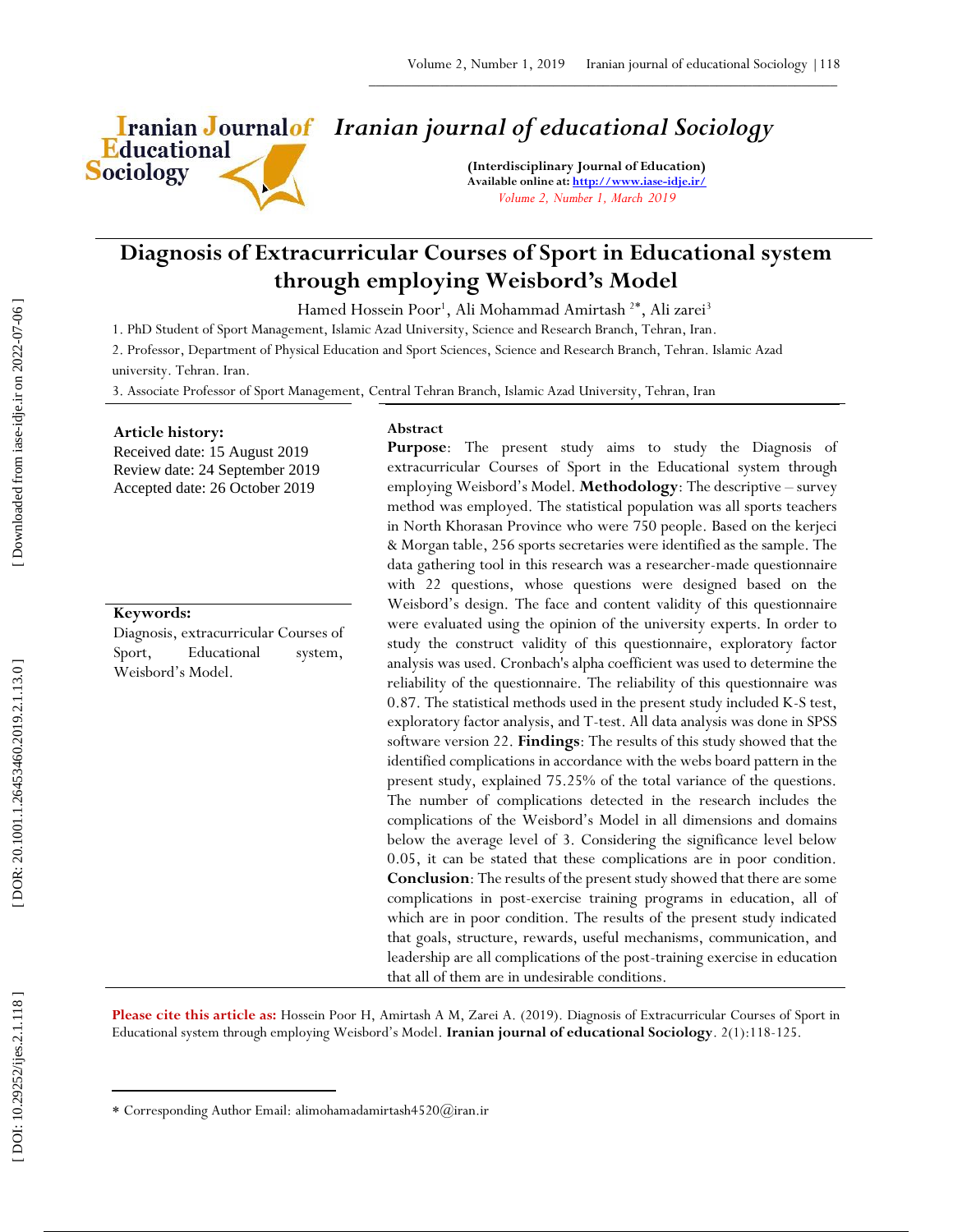# Iranian journal of educational Sociology

**(Interdisciplinary Journal of Education)**
**Available online at: http://www.iase-idje.ir/**
*Volume 2, Number 1, March 2019*

# Diagnosis of Extracurricular Courses of Sport in Educational system through employing Weisbord's Model

Hamed Hossein Poor[1], Ali Mohammad Amirtash [2*], Ali zarei[3]

1. PhD Student of Sport Management, Islamic Azad University, Science and Research Branch, Tehran, Iran.
2. Professor, Department of Physical Education and Sport Sciences, Science and Research Branch, Tehran. Islamic Azad university. Tehran. Iran.
3. Associate Professor of Sport Management, Central Tehran Branch, Islamic Azad University, Tehran, Iran

**Article history:**
Received date: 15 August 2019
Review date: 24 September 2019
Accepted date: 26 October 2019

**Keywords:**
Diagnosis, extracurricular Courses of Sport, Educational system, Weisbord's Model.

**Abstract**

**Purpose**: The present study aims to study the Diagnosis of extracurricular Courses of Sport in the Educational system through employing Weisbord's Model. **Methodology**: The descriptive – survey method was employed. The statistical population was all sports teachers in North Khorasan Province who were 750 people. Based on the kerjeci & Morgan table, 256 sports secretaries were identified as the sample. The data gathering tool in this research was a researcher-made questionnaire with 22 questions, whose questions were designed based on the Weisbord's design. The face and content validity of this questionnaire were evaluated using the opinion of the university experts. In order to study the construct validity of this questionnaire, exploratory factor analysis was used. Cronbach's alpha coefficient was used to determine the reliability of the questionnaire. The reliability of this questionnaire was 0.87. The statistical methods used in the present study included K-S test, exploratory factor analysis, and T-test. All data analysis was done in SPSS software version 22. **Findings**: The results of this study showed that the identified complications in accordance with the webs board pattern in the present study, explained 75.25% of the total variance of the questions. The number of complications detected in the research includes the complications of the Weisbord's Model in all dimensions and domains below the average level of 3. Considering the significance level below 0.05, it can be stated that these complications are in poor condition. **Conclusion**: The results of the present study showed that there are some complications in post-exercise training programs in education, all of which are in poor condition. The results of the present study indicated that goals, structure, rewards, useful mechanisms, communication, and leadership are all complications of the post-training exercise in education that all of them are in undesirable conditions.

**Please cite this article as:** Hossein Poor H, Amirtash A M, Zarei A. (2019). Diagnosis of Extracurricular Courses of Sport in Educational system through employing Weisbord's Model. **Iranian journal of educational Sociology**. 2(1):118-125.

* Corresponding Author Email: alimohamadamirtash4520@iran.ir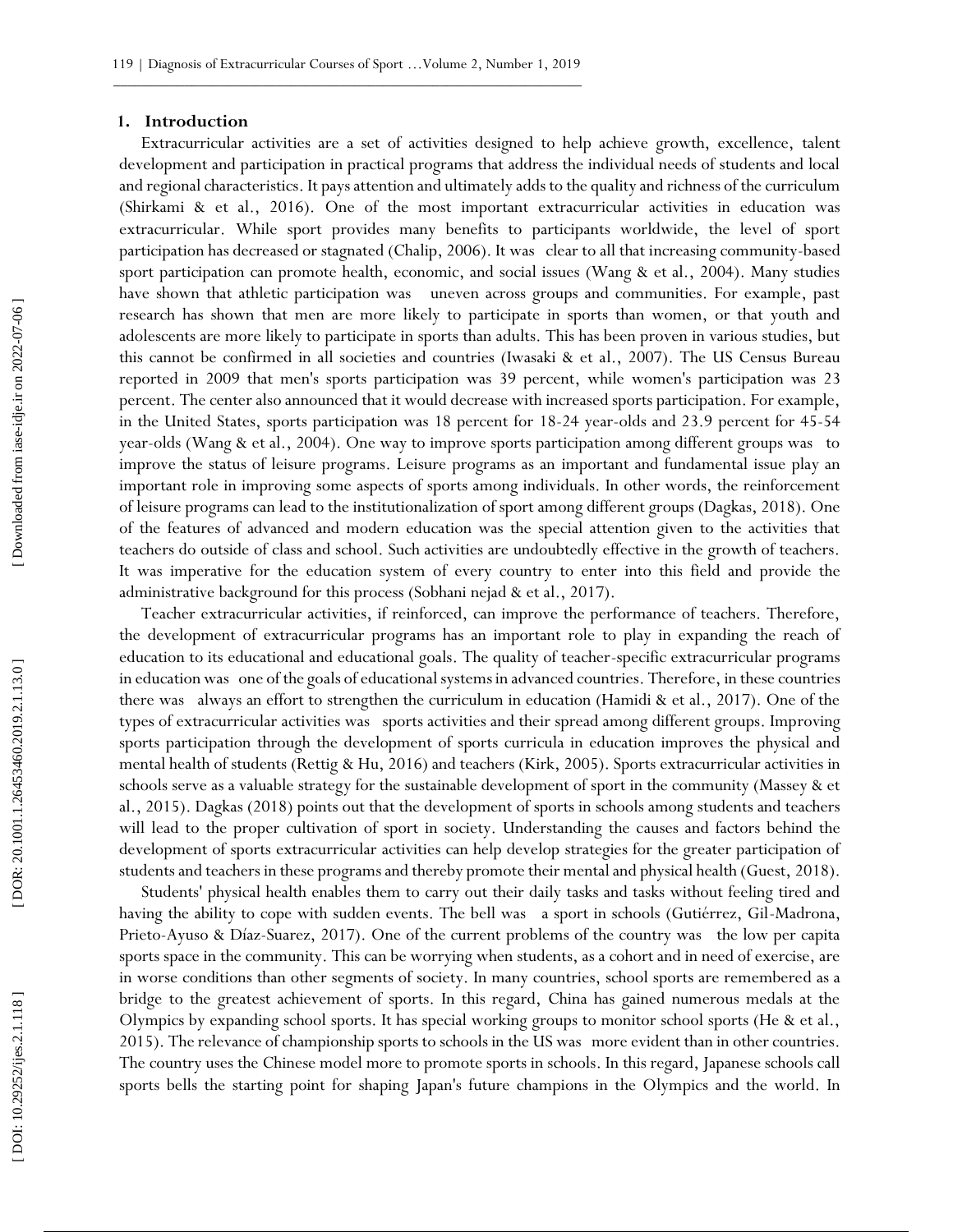## 1. Introduction

Extracurricular activities are a set of activities designed to help achieve growth, excellence, talent development and participation in practical programs that address the individual needs of students and local and regional characteristics. It pays attention and ultimately adds to the quality and richness of the curriculum (Shirkami & et al., 2016). One of the most important extracurricular activities in education was extracurricular. While sport provides many benefits to participants worldwide, the level of sport participation has decreased or stagnated (Chalip, 2006). It was clear to all that increasing community-based sport participation can promote health, economic, and social issues (Wang & et al., 2004). Many studies have shown that athletic participation was uneven across groups and communities. For example, past research has shown that men are more likely to participate in sports than women, or that youth and adolescents are more likely to participate in sports than adults. This has been proven in various studies, but this cannot be confirmed in all societies and countries (Iwasaki & et al., 2007). The US Census Bureau reported in 2009 that men's sports participation was 39 percent, while women's participation was 23 percent. The center also announced that it would decrease with increased sports participation. For example, in the United States, sports participation was 18 percent for 18-24 year-olds and 23.9 percent for 45-54 year-olds (Wang & et al., 2004). One way to improve sports participation among different groups was to improve the status of leisure programs. Leisure programs as an important and fundamental issue play an important role in improving some aspects of sports among individuals. In other words, the reinforcement of leisure programs can lead to the institutionalization of sport among different groups (Dagkas, 2018). One of the features of advanced and modern education was the special attention given to the activities that teachers do outside of class and school. Such activities are undoubtedly effective in the growth of teachers. It was imperative for the education system of every country to enter into this field and provide the administrative background for this process (Sobhani nejad & et al., 2017).

Teacher extracurricular activities, if reinforced, can improve the performance of teachers. Therefore, the development of extracurricular programs has an important role to play in expanding the reach of education to its educational and educational goals. The quality of teacher-specific extracurricular programs in education was one of the goals of educational systems in advanced countries. Therefore, in these countries there was always an effort to strengthen the curriculum in education (Hamidi & et al., 2017). One of the types of extracurricular activities was sports activities and their spread among different groups. Improving sports participation through the development of sports curricula in education improves the physical and mental health of students (Rettig & Hu, 2016) and teachers (Kirk, 2005). Sports extracurricular activities in schools serve as a valuable strategy for the sustainable development of sport in the community (Massey & et al., 2015). Dagkas (2018) points out that the development of sports in schools among students and teachers will lead to the proper cultivation of sport in society. Understanding the causes and factors behind the development of sports extracurricular activities can help develop strategies for the greater participation of students and teachers in these programs and thereby promote their mental and physical health (Guest, 2018).

Students' physical health enables them to carry out their daily tasks and tasks without feeling tired and having the ability to cope with sudden events. The bell was a sport in schools (Gutiérrez, Gil-Madrona, Prieto-Ayuso & Díaz-Suarez, 2017). One of the current problems of the country was the low per capita sports space in the community. This can be worrying when students, as a cohort and in need of exercise, are in worse conditions than other segments of society. In many countries, school sports are remembered as a bridge to the greatest achievement of sports. In this regard, China has gained numerous medals at the Olympics by expanding school sports. It has special working groups to monitor school sports (He & et al., 2015). The relevance of championship sports to schools in the US was more evident than in other countries. The country uses the Chinese model more to promote sports in schools. In this regard, Japanese schools call sports bells the starting point for shaping Japan's future champions in the Olympics and the world. In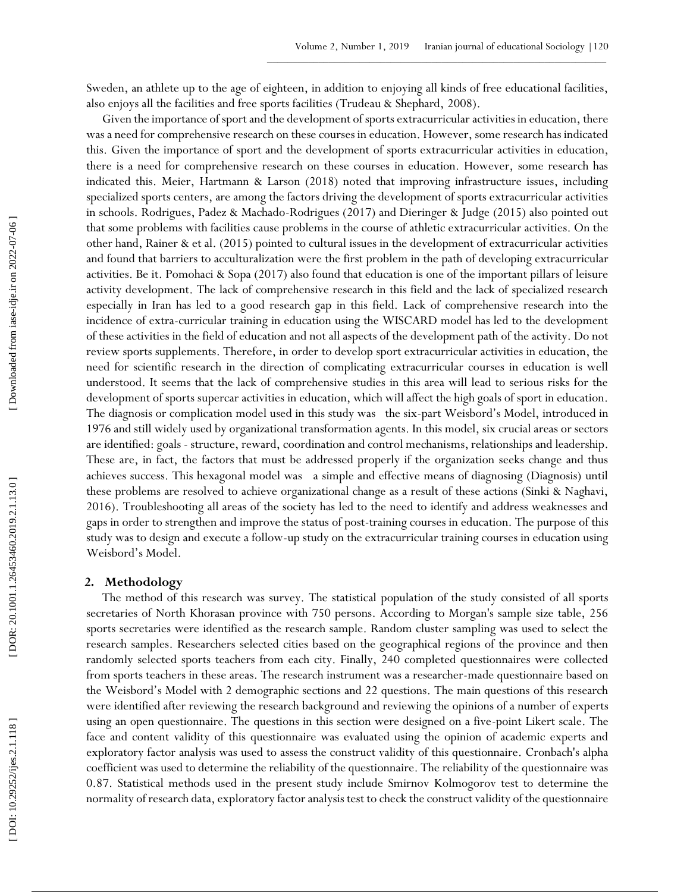Sweden, an athlete up to the age of eighteen, in addition to enjoying all kinds of free educational facilities, also enjoys all the facilities and free sports facilities (Trudeau & Shephard, 2008).

Given the importance of sport and the development of sports extracurricular activities in education, there was a need for comprehensive research on these courses in education. However, some research has indicated this. Given the importance of sport and the development of sports extracurricular activities in education, there is a need for comprehensive research on these courses in education. However, some research has indicated this. Meier, Hartmann & Larson (2018) noted that improving infrastructure issues, including specialized sports centers, are among the factors driving the development of sports extracurricular activities in schools. Rodrigues, Padez & Machado-Rodrigues (2017) and Dieringer & Judge (2015) also pointed out that some problems with facilities cause problems in the course of athletic extracurricular activities. On the other hand, Rainer & et al. (2015) pointed to cultural issues in the development of extracurricular activities and found that barriers to acculturalization were the first problem in the path of developing extracurricular activities. Be it. Pomohaci & Sopa (2017) also found that education is one of the important pillars of leisure activity development. The lack of comprehensive research in this field and the lack of specialized research especially in Iran has led to a good research gap in this field. Lack of comprehensive research into the incidence of extra-curricular training in education using the WISCARD model has led to the development of these activities in the field of education and not all aspects of the development path of the activity. Do not review sports supplements. Therefore, in order to develop sport extracurricular activities in education, the need for scientific research in the direction of complicating extracurricular courses in education is well understood. It seems that the lack of comprehensive studies in this area will lead to serious risks for the development of sports supercar activities in education, which will affect the high goals of sport in education. The diagnosis or complication model used in this study was the six-part Weisbord's Model, introduced in 1976 and still widely used by organizational transformation agents. In this model, six crucial areas or sectors are identified: goals - structure, reward, coordination and control mechanisms, relationships and leadership. These are, in fact, the factors that must be addressed properly if the organization seeks change and thus achieves success. This hexagonal model was a simple and effective means of diagnosing (Diagnosis) until these problems are resolved to achieve organizational change as a result of these actions (Sinki & Naghavi, 2016). Troubleshooting all areas of the society has led to the need to identify and address weaknesses and gaps in order to strengthen and improve the status of post-training courses in education. The purpose of this study was to design and execute a follow-up study on the extracurricular training courses in education using Weisbord's Model.

## 2. Methodology

The method of this research was survey. The statistical population of the study consisted of all sports secretaries of North Khorasan province with 750 persons. According to Morgan's sample size table, 256 sports secretaries were identified as the research sample. Random cluster sampling was used to select the research samples. Researchers selected cities based on the geographical regions of the province and then randomly selected sports teachers from each city. Finally, 240 completed questionnaires were collected from sports teachers in these areas. The research instrument was a researcher-made questionnaire based on the Weisbord's Model with 2 demographic sections and 22 questions. The main questions of this research were identified after reviewing the research background and reviewing the opinions of a number of experts using an open questionnaire. The questions in this section were designed on a five-point Likert scale. The face and content validity of this questionnaire was evaluated using the opinion of academic experts and exploratory factor analysis was used to assess the construct validity of this questionnaire. Cronbach's alpha coefficient was used to determine the reliability of the questionnaire. The reliability of the questionnaire was 0.87. Statistical methods used in the present study include Smirnov Kolmogorov test to determine the normality of research data, exploratory factor analysis test to check the construct validity of the questionnaire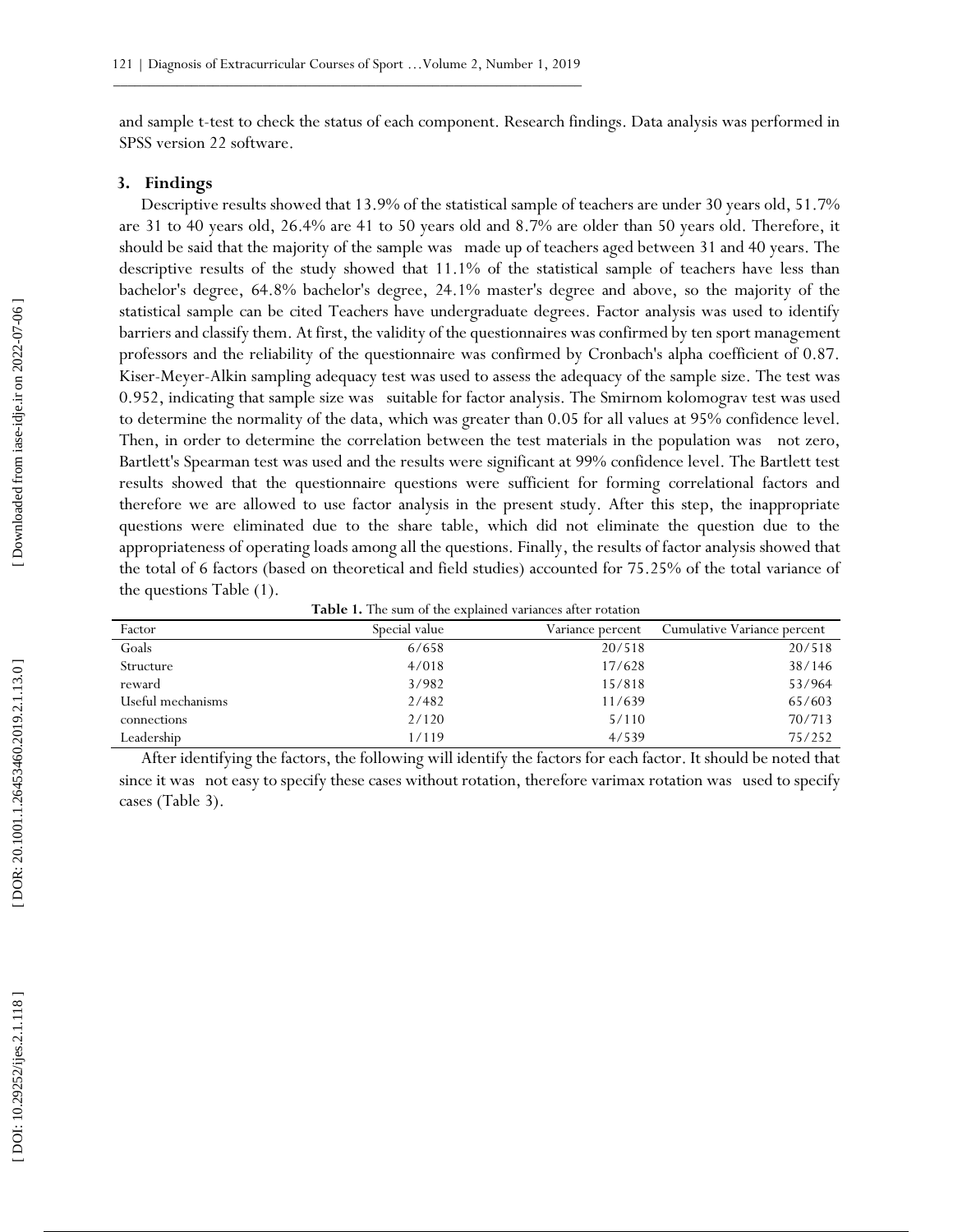and sample t-test to check the status of each component. Research findings. Data analysis was performed in SPSS version 22 software.

## 3. Findings

Descriptive results showed that 13.9% of the statistical sample of teachers are under 30 years old, 51.7% are 31 to 40 years old, 26.4% are 41 to 50 years old and 8.7% are older than 50 years old. Therefore, it should be said that the majority of the sample was made up of teachers aged between 31 and 40 years. The descriptive results of the study showed that 11.1% of the statistical sample of teachers have less than bachelor's degree, 64.8% bachelor's degree, 24.1% master's degree and above, so the majority of the statistical sample can be cited Teachers have undergraduate degrees. Factor analysis was used to identify barriers and classify them. At first, the validity of the questionnaires was confirmed by ten sport management professors and the reliability of the questionnaire was confirmed by Cronbach's alpha coefficient of 0.87. Kiser-Meyer-Alkin sampling adequacy test was used to assess the adequacy of the sample size. The test was 0.952, indicating that sample size was suitable for factor analysis. The Smirnom kolomograv test was used to determine the normality of the data, which was greater than 0.05 for all values at 95% confidence level. Then, in order to determine the correlation between the test materials in the population was not zero, Bartlett's Spearman test was used and the results were significant at 99% confidence level. The Bartlett test results showed that the questionnaire questions were sufficient for forming correlational factors and therefore we are allowed to use factor analysis in the present study. After this step, the inappropriate questions were eliminated due to the share table, which did not eliminate the question due to the appropriateness of operating loads among all the questions. Finally, the results of factor analysis showed that the total of 6 factors (based on theoretical and field studies) accounted for 75.25% of the total variance of the questions Table (1).

**Table 1.** The sum of the explained variances after rotation

| Factor | Special value | Variance percent | Cumulative Variance percent |
|---|---|---|---|
| Goals | 6/658 | 20/518 | 20/518 |
| Structure | 4/018 | 17/628 | 38/146 |
| reward | 3/982 | 15/818 | 53/964 |
| Useful mechanisms | 2/482 | 11/639 | 65/603 |
| connections | 2/120 | 5/110 | 70/713 |
| Leadership | 1/119 | 4/539 | 75/252 |

After identifying the factors, the following will identify the factors for each factor. It should be noted that since it was not easy to specify these cases without rotation, therefore varimax rotation was used to specify cases (Table 3).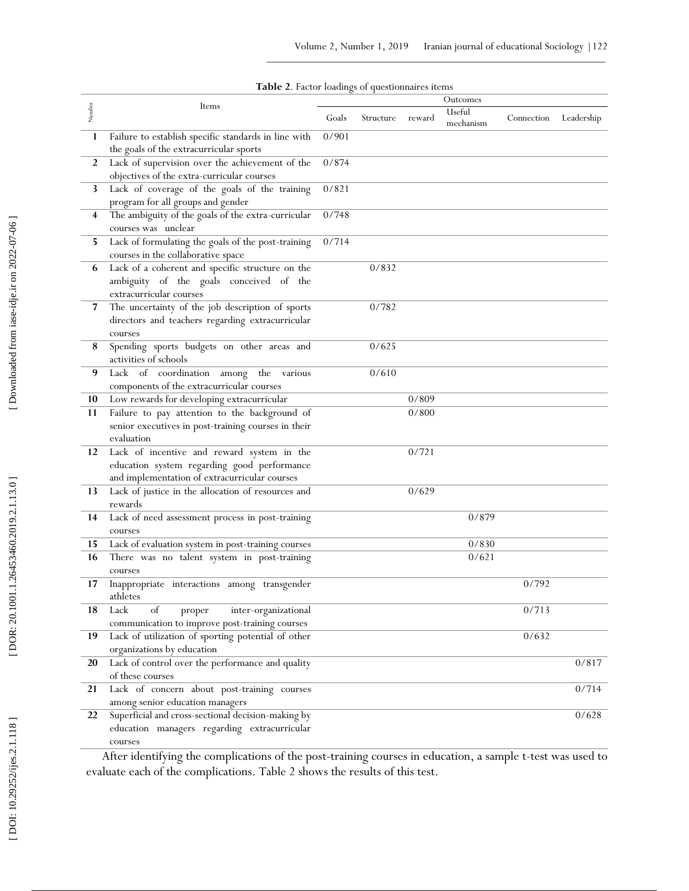**Table 2**. Factor loadings of questionnaires items

| Number | Items | Outcomes | | | | | |
|---|---|---|---|---|---|---|---|
| | | Goals | Structure | reward | Useful mechanism | Connection | Leadership |
| 1 | Failure to establish specific standards in line with the goals of the extracurricular sports | 0/901 | | | | | |
| 2 | Lack of supervision over the achievement of the objectives of the extra-curricular courses | 0/874 | | | | | |
| 3 | Lack of coverage of the goals of the training program for all groups and gender | 0/821 | | | | | |
| 4 | The ambiguity of the goals of the extra-curricular courses was unclear | 0/748 | | | | | |
| 5 | Lack of formulating the goals of the post-training courses in the collaborative space | 0/714 | | | | | |
| 6 | Lack of a coherent and specific structure on the ambiguity of the goals conceived of the extracurricular courses | | 0/832 | | | | |
| 7 | The uncertainty of the job description of sports directors and teachers regarding extracurricular courses | | 0/782 | | | | |
| 8 | Spending sports budgets on other areas and activities of schools | | 0/625 | | | | |
| 9 | Lack of coordination among the various components of the extracurricular courses | | 0/610 | | | | |
| 10 | Low rewards for developing extracurricular | | | 0/809 | | | |
| 11 | Failure to pay attention to the background of senior executives in post-training courses in their evaluation | | | 0/800 | | | |
| 12 | Lack of incentive and reward system in the education system regarding good performance and implementation of extracurricular courses | | | 0/721 | | | |
| 13 | Lack of justice in the allocation of resources and rewards | | | 0/629 | | | |
| 14 | Lack of need assessment process in post-training courses | | | | 0/879 | | |
| 15 | Lack of evaluation system in post-training courses | | | | 0/830 | | |
| 16 | There was no talent system in post-training courses | | | | 0/621 | | |
| 17 | Inappropriate interactions among transgender athletes | | | | | 0/792 | |
| 18 | Lack of proper inter-organizational communication to improve post-training courses | | | | | 0/713 | |
| 19 | Lack of utilization of sporting potential of other organizations by education | | | | | 0/632 | |
| 20 | Lack of control over the performance and quality of these courses | | | | | | 0/817 |
| 21 | Lack of concern about post-training courses among senior education managers | | | | | | 0/714 |
| 22 | Superficial and cross-sectional decision-making by education managers regarding extracurricular courses | | | | | | 0/628 |

After identifying the complications of the post-training courses in education, a sample t-test was used to evaluate each of the complications. Table 2 shows the results of this test.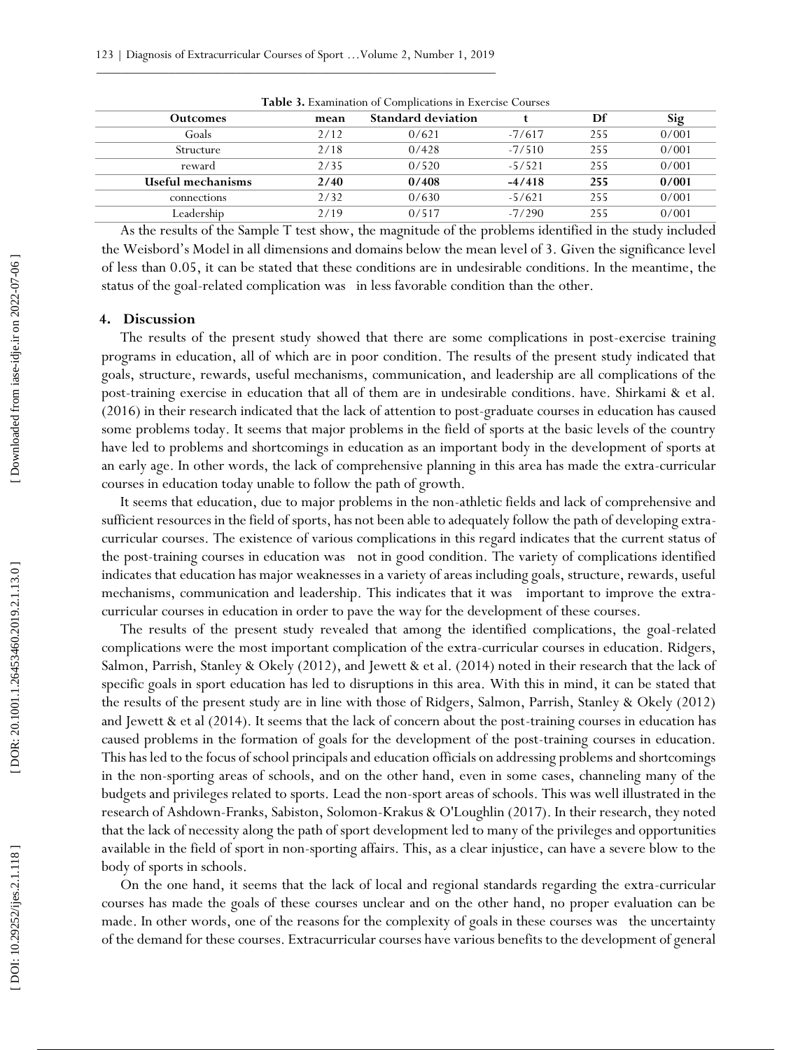**Table 3.** Examination of Complications in Exercise Courses

| Outcomes | mean | Standard deviation | t | Df | Sig |
|---|---|---|---|---|---|
| Goals | 2/12 | 0/621 | -7/617 | 255 | 0/001 |
| Structure | 2/18 | 0/428 | -7/510 | 255 | 0/001 |
| reward | 2/35 | 0/520 | -5/521 | 255 | 0/001 |
| **Useful mechanisms** | **2/40** | **0/408** | **-4/418** | **255** | **0/001** |
| connections | 2/32 | 0/630 | -5/621 | 255 | 0/001 |
| Leadership | 2/19 | 0/517 | -7/290 | 255 | 0/001 |

As the results of the Sample T test show, the magnitude of the problems identified in the study included the Weisbord's Model in all dimensions and domains below the mean level of 3. Given the significance level of less than 0.05, it can be stated that these conditions are in undesirable conditions. In the meantime, the status of the goal-related complication was in less favorable condition than the other.

## 4. Discussion

The results of the present study showed that there are some complications in post-exercise training programs in education, all of which are in poor condition. The results of the present study indicated that goals, structure, rewards, useful mechanisms, communication, and leadership are all complications of the post-training exercise in education that all of them are in undesirable conditions. have. Shirkami & et al. (2016) in their research indicated that the lack of attention to post-graduate courses in education has caused some problems today. It seems that major problems in the field of sports at the basic levels of the country have led to problems and shortcomings in education as an important body in the development of sports at an early age. In other words, the lack of comprehensive planning in this area has made the extra-curricular courses in education today unable to follow the path of growth.

It seems that education, due to major problems in the non-athletic fields and lack of comprehensive and sufficient resources in the field of sports, has not been able to adequately follow the path of developing extra-curricular courses. The existence of various complications in this regard indicates that the current status of the post-training courses in education was not in good condition. The variety of complications identified indicates that education has major weaknesses in a variety of areas including goals, structure, rewards, useful mechanisms, communication and leadership. This indicates that it was important to improve the extra-curricular courses in education in order to pave the way for the development of these courses.

The results of the present study revealed that among the identified complications, the goal-related complications were the most important complication of the extra-curricular courses in education. Ridgers, Salmon, Parrish, Stanley & Okely (2012), and Jewett & et al. (2014) noted in their research that the lack of specific goals in sport education has led to disruptions in this area. With this in mind, it can be stated that the results of the present study are in line with those of Ridgers, Salmon, Parrish, Stanley & Okely (2012) and Jewett & et al (2014). It seems that the lack of concern about the post-training courses in education has caused problems in the formation of goals for the development of the post-training courses in education. This has led to the focus of school principals and education officials on addressing problems and shortcomings in the non-sporting areas of schools, and on the other hand, even in some cases, channeling many of the budgets and privileges related to sports. Lead the non-sport areas of schools. This was well illustrated in the research of Ashdown-Franks, Sabiston, Solomon-Krakus & O'Loughlin (2017). In their research, they noted that the lack of necessity along the path of sport development led to many of the privileges and opportunities available in the field of sport in non-sporting affairs. This, as a clear injustice, can have a severe blow to the body of sports in schools.

On the one hand, it seems that the lack of local and regional standards regarding the extra-curricular courses has made the goals of these courses unclear and on the other hand, no proper evaluation can be made. In other words, one of the reasons for the complexity of goals in these courses was the uncertainty of the demand for these courses. Extracurricular courses have various benefits to the development of general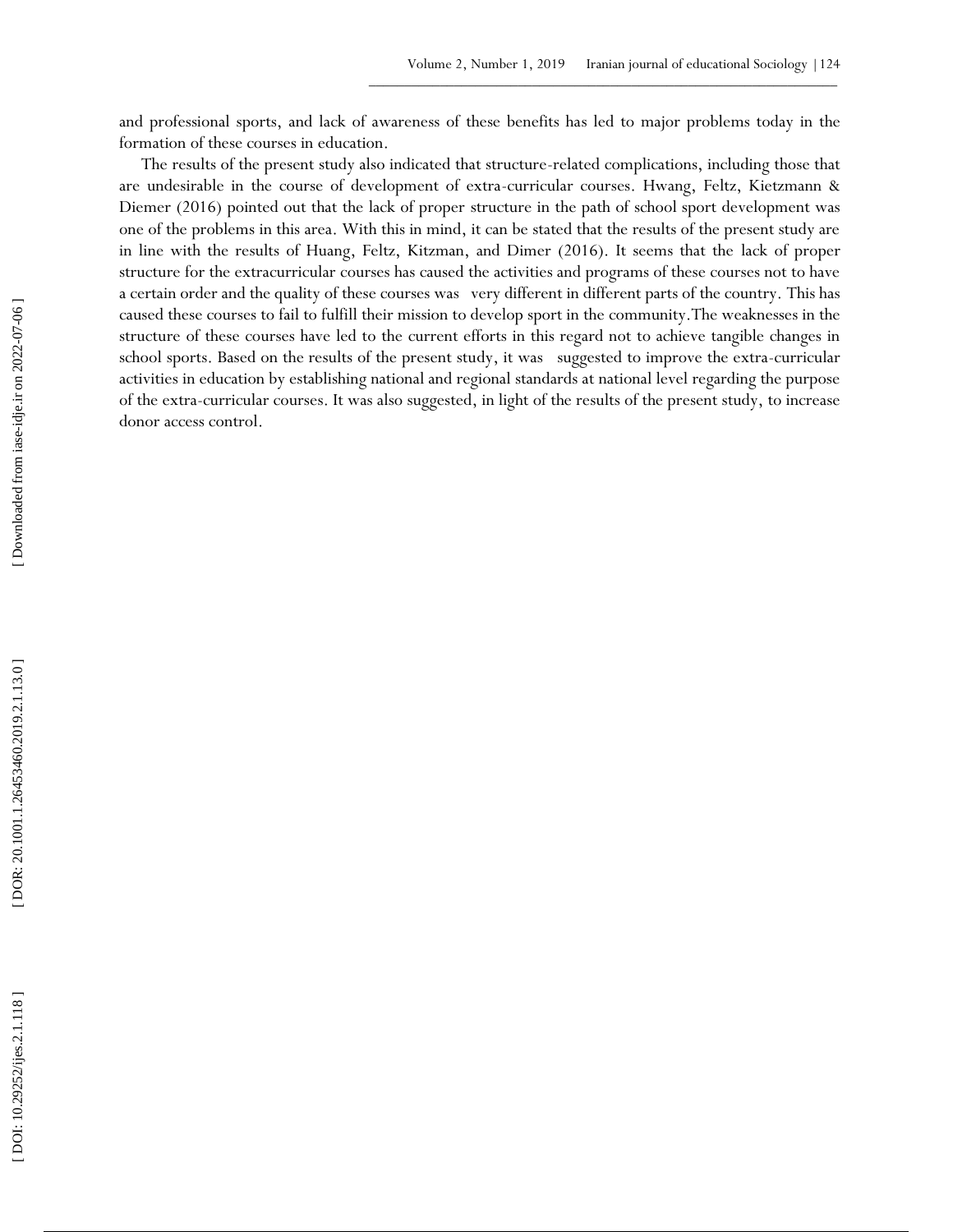and professional sports, and lack of awareness of these benefits has led to major problems today in the formation of these courses in education.

The results of the present study also indicated that structure-related complications, including those that are undesirable in the course of development of extra-curricular courses. Hwang, Feltz, Kietzmann & Diemer (2016) pointed out that the lack of proper structure in the path of school sport development was one of the problems in this area. With this in mind, it can be stated that the results of the present study are in line with the results of Huang, Feltz, Kitzman, and Dimer (2016). It seems that the lack of proper structure for the extracurricular courses has caused the activities and programs of these courses not to have a certain order and the quality of these courses was very different in different parts of the country. This has caused these courses to fail to fulfill their mission to develop sport in the community.The weaknesses in the structure of these courses have led to the current efforts in this regard not to achieve tangible changes in school sports. Based on the results of the present study, it was suggested to improve the extra-curricular activities in education by establishing national and regional standards at national level regarding the purpose of the extra-curricular courses. It was also suggested, in light of the results of the present study, to increase donor access control.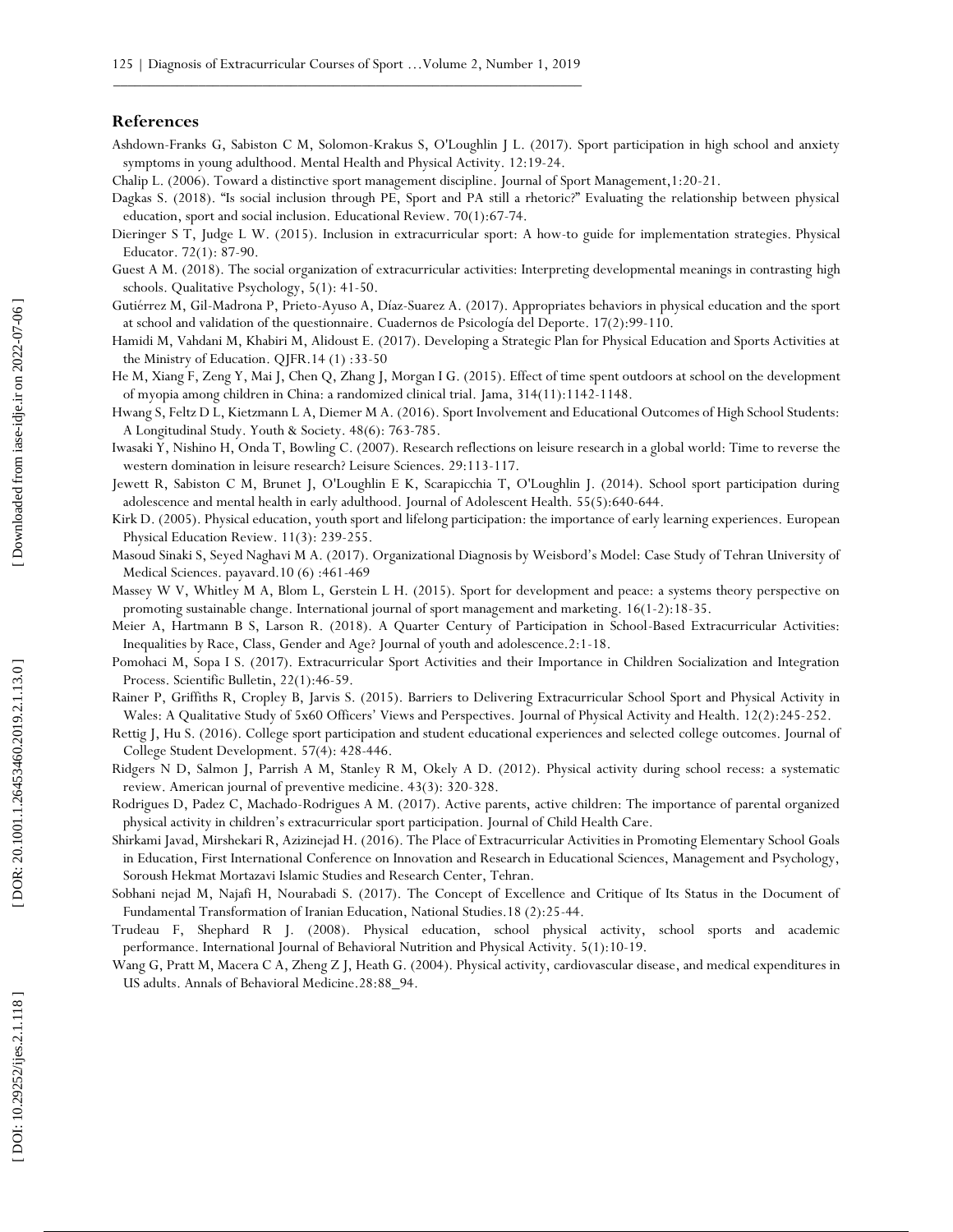## References

Ashdown-Franks G, Sabiston C M, Solomon-Krakus S, O'Loughlin J L. (2017). Sport participation in high school and anxiety symptoms in young adulthood. Mental Health and Physical Activity. 12:19-24.

Chalip L. (2006). Toward a distinctive sport management discipline. Journal of Sport Management,1:20-21.

Dagkas S. (2018). "Is social inclusion through PE, Sport and PA still a rhetoric?" Evaluating the relationship between physical education, sport and social inclusion. Educational Review. 70(1):67-74.

Dieringer S T, Judge L W. (2015). Inclusion in extracurricular sport: A how-to guide for implementation strategies. Physical Educator. 72(1): 87-90.

Guest A M. (2018). The social organization of extracurricular activities: Interpreting developmental meanings in contrasting high schools. Qualitative Psychology, 5(1): 41-50.

Gutiérrez M, Gil-Madrona P, Prieto-Ayuso A, Díaz-Suarez A. (2017). Appropriates behaviors in physical education and the sport at school and validation of the questionnaire. Cuadernos de Psicología del Deporte. 17(2):99-110.

Hamidi M, Vahdani M, Khabiri M, Alidoust E. (2017). Developing a Strategic Plan for Physical Education and Sports Activities at the Ministry of Education. QJFR.14 (1) :33-50

He M, Xiang F, Zeng Y, Mai J, Chen Q, Zhang J, Morgan I G. (2015). Effect of time spent outdoors at school on the development of myopia among children in China: a randomized clinical trial. Jama, 314(11):1142-1148.

Hwang S, Feltz D L, Kietzmann L A, Diemer M A. (2016). Sport Involvement and Educational Outcomes of High School Students: A Longitudinal Study. Youth & Society. 48(6): 763-785.

Iwasaki Y, Nishino H, Onda T, Bowling C. (2007). Research reflections on leisure research in a global world: Time to reverse the western domination in leisure research? Leisure Sciences. 29:113-117.

Jewett R, Sabiston C M, Brunet J, O'Loughlin E K, Scarapicchia T, O'Loughlin J. (2014). School sport participation during adolescence and mental health in early adulthood. Journal of Adolescent Health. 55(5):640-644.

Kirk D. (2005). Physical education, youth sport and lifelong participation: the importance of early learning experiences. European Physical Education Review. 11(3): 239-255.

Masoud Sinaki S, Seyed Naghavi M A. (2017). Organizational Diagnosis by Weisbord's Model: Case Study of Tehran University of Medical Sciences. payavard.10 (6) :461-469

Massey W V, Whitley M A, Blom L, Gerstein L H. (2015). Sport for development and peace: a systems theory perspective on promoting sustainable change. International journal of sport management and marketing. 16(1-2):18-35.

Meier A, Hartmann B S, Larson R. (2018). A Quarter Century of Participation in School-Based Extracurricular Activities: Inequalities by Race, Class, Gender and Age? Journal of youth and adolescence.2:1-18.

Pomohaci M, Sopa I S. (2017). Extracurricular Sport Activities and their Importance in Children Socialization and Integration Process. Scientific Bulletin, 22(1):46-59.

Rainer P, Griffiths R, Cropley B, Jarvis S. (2015). Barriers to Delivering Extracurricular School Sport and Physical Activity in Wales: A Qualitative Study of 5x60 Officers' Views and Perspectives. Journal of Physical Activity and Health. 12(2):245-252.

Rettig J, Hu S. (2016). College sport participation and student educational experiences and selected college outcomes. Journal of College Student Development. 57(4): 428-446.

Ridgers N D, Salmon J, Parrish A M, Stanley R M, Okely A D. (2012). Physical activity during school recess: a systematic review. American journal of preventive medicine. 43(3): 320-328.

Rodrigues D, Padez C, Machado-Rodrigues A M. (2017). Active parents, active children: The importance of parental organized physical activity in children's extracurricular sport participation. Journal of Child Health Care.

Shirkami Javad, Mirshekari R, Azizinejad H. (2016). The Place of Extracurricular Activities in Promoting Elementary School Goals in Education, First International Conference on Innovation and Research in Educational Sciences, Management and Psychology, Soroush Hekmat Mortazavi Islamic Studies and Research Center, Tehran.

Sobhani nejad M, Najafi H, Nourabadi S. (2017). The Concept of Excellence and Critique of Its Status in the Document of Fundamental Transformation of Iranian Education, National Studies.18 (2):25-44.

Trudeau F, Shephard R J. (2008). Physical education, school physical activity, school sports and academic performance. International Journal of Behavioral Nutrition and Physical Activity. 5(1):10-19.

Wang G, Pratt M, Macera C A, Zheng Z J, Heath G. (2004). Physical activity, cardiovascular disease, and medical expenditures in US adults. Annals of Behavioral Medicine.28:88_94.